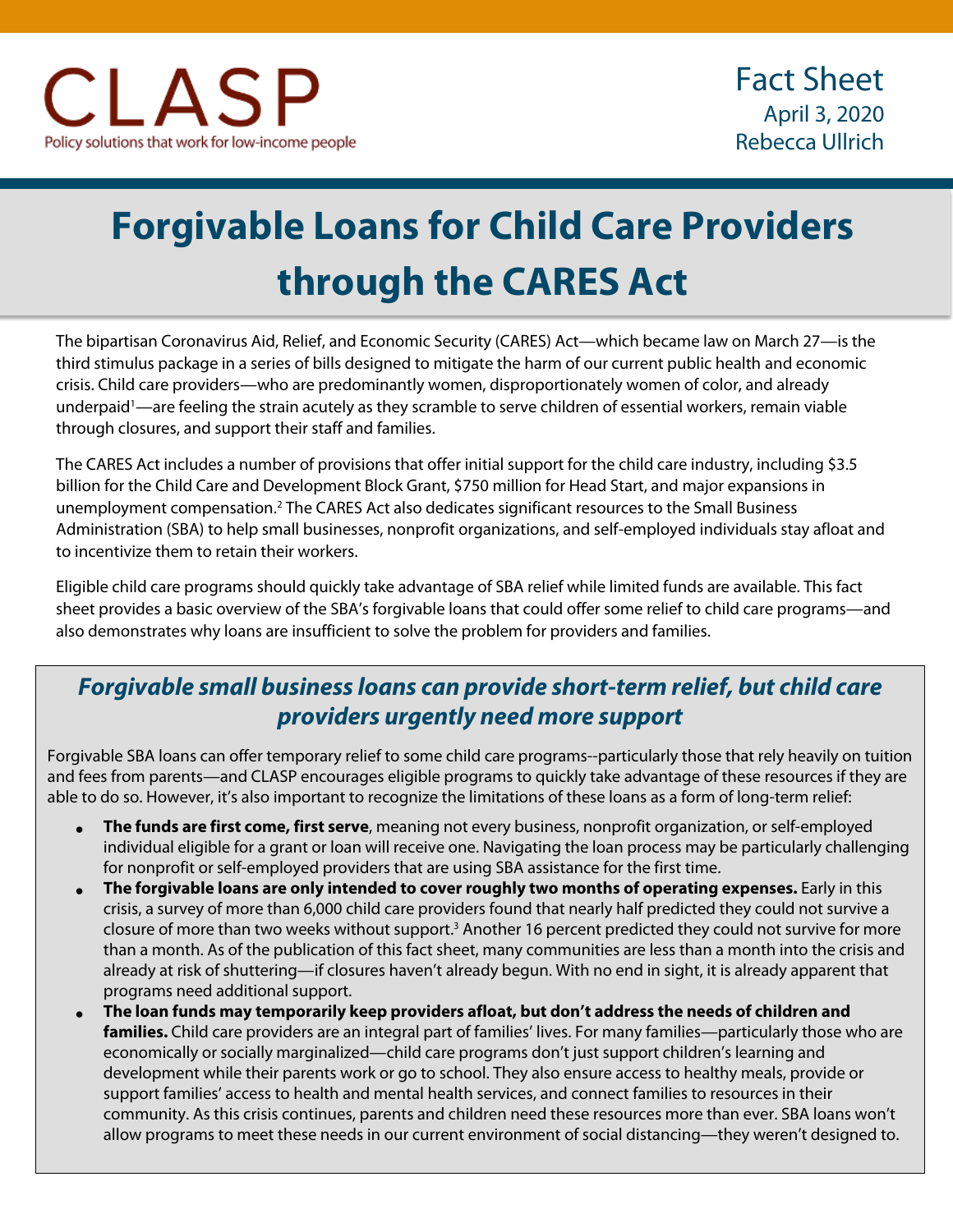CLASP

Policy solutions that work for low-income people

Fact Sheet
April 3, 2020
Rebecca Ullrich

# Forgivable Loans for Child Care Providers through the CARES Act

The bipartisan Coronavirus Aid, Relief, and Economic Security (CARES) Act—which became law on March 27—is the third stimulus package in a series of bills designed to mitigate the harm of our current public health and economic crisis. Child care providers—who are predominantly women, disproportionately women of color, and already underpaid[1]—are feeling the strain acutely as they scramble to serve children of essential workers, remain viable through closures, and support their staff and families.

The CARES Act includes a number of provisions that offer initial support for the child care industry, including $3.5 billion for the Child Care and Development Block Grant, $750 million for Head Start, and major expansions in unemployment compensation.[2] The CARES Act also dedicates significant resources to the Small Business Administration (SBA) to help small businesses, nonprofit organizations, and self-employed individuals stay afloat and to incentivize them to retain their workers.

Eligible child care programs should quickly take advantage of SBA relief while limited funds are available. This fact sheet provides a basic overview of the SBA's forgivable loans that could offer some relief to child care programs—and also demonstrates why loans are insufficient to solve the problem for providers and families.

## *Forgivable small business loans can provide short-term relief, but child care providers urgently need more support*

Forgivable SBA loans can offer temporary relief to some child care programs--particularly those that rely heavily on tuition and fees from parents—and CLASP encourages eligible programs to quickly take advantage of these resources if they are able to do so. However, it's also important to recognize the limitations of these loans as a form of long-term relief:

- **The funds are first come, first serve**, meaning not every business, nonprofit organization, or self-employed individual eligible for a grant or loan will receive one. Navigating the loan process may be particularly challenging for nonprofit or self-employed providers that are using SBA assistance for the first time.
- **The forgivable loans are only intended to cover roughly two months of operating expenses.** Early in this crisis, a survey of more than 6,000 child care providers found that nearly half predicted they could not survive a closure of more than two weeks without support.[3] Another 16 percent predicted they could not survive for more than a month. As of the publication of this fact sheet, many communities are less than a month into the crisis and already at risk of shuttering—if closures haven't already begun. With no end in sight, it is already apparent that programs need additional support.
- **The loan funds may temporarily keep providers afloat, but don't address the needs of children and families.** Child care providers are an integral part of families' lives. For many families—particularly those who are economically or socially marginalized—child care programs don't just support children's learning and development while their parents work or go to school. They also ensure access to healthy meals, provide or support families' access to health and mental health services, and connect families to resources in their community. As this crisis continues, parents and children need these resources more than ever. SBA loans won't allow programs to meet these needs in our current environment of social distancing—they weren't designed to.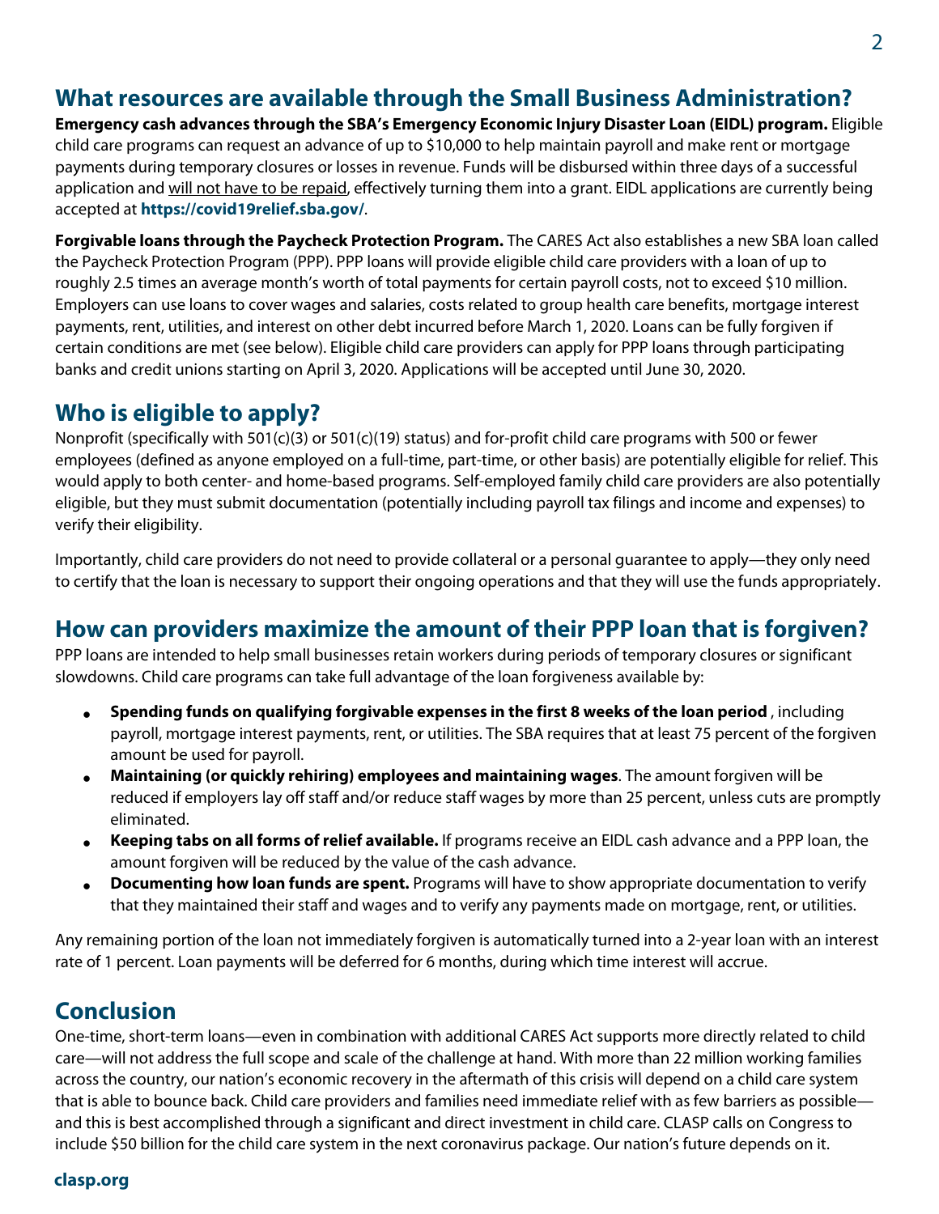## What resources are available through the Small Business Administration?

**Emergency cash advances through the SBA's Emergency Economic Injury Disaster Loan (EIDL) program.** Eligible child care programs can request an advance of up to $10,000 to help maintain payroll and make rent or mortgage payments during temporary closures or losses in revenue. Funds will be disbursed within three days of a successful application and will not have to be repaid, effectively turning them into a grant. EIDL applications are currently being accepted at **https://covid19relief.sba.gov/**.

**Forgivable loans through the Paycheck Protection Program.** The CARES Act also establishes a new SBA loan called the Paycheck Protection Program (PPP). PPP loans will provide eligible child care providers with a loan of up to roughly 2.5 times an average month's worth of total payments for certain payroll costs, not to exceed $10 million. Employers can use loans to cover wages and salaries, costs related to group health care benefits, mortgage interest payments, rent, utilities, and interest on other debt incurred before March 1, 2020. Loans can be fully forgiven if certain conditions are met (see below). Eligible child care providers can apply for PPP loans through participating banks and credit unions starting on April 3, 2020. Applications will be accepted until June 30, 2020.

## Who is eligible to apply?

Nonprofit (specifically with 501(c)(3) or 501(c)(19) status) and for-profit child care programs with 500 or fewer employees (defined as anyone employed on a full-time, part-time, or other basis) are potentially eligible for relief. This would apply to both center- and home-based programs. Self-employed family child care providers are also potentially eligible, but they must submit documentation (potentially including payroll tax filings and income and expenses) to verify their eligibility.

Importantly, child care providers do not need to provide collateral or a personal guarantee to apply—they only need to certify that the loan is necessary to support their ongoing operations and that they will use the funds appropriately.

## How can providers maximize the amount of their PPP loan that is forgiven?

PPP loans are intended to help small businesses retain workers during periods of temporary closures or significant slowdowns. Child care programs can take full advantage of the loan forgiveness available by:

- **Spending funds on qualifying forgivable expenses in the first 8 weeks of the loan period** , including payroll, mortgage interest payments, rent, or utilities. The SBA requires that at least 75 percent of the forgiven amount be used for payroll.
- **Maintaining (or quickly rehiring) employees and maintaining wages**. The amount forgiven will be reduced if employers lay off staff and/or reduce staff wages by more than 25 percent, unless cuts are promptly eliminated.
- **Keeping tabs on all forms of relief available.** If programs receive an EIDL cash advance and a PPP loan, the amount forgiven will be reduced by the value of the cash advance.
- **Documenting how loan funds are spent.** Programs will have to show appropriate documentation to verify that they maintained their staff and wages and to verify any payments made on mortgage, rent, or utilities.

Any remaining portion of the loan not immediately forgiven is automatically turned into a 2-year loan with an interest rate of 1 percent. Loan payments will be deferred for 6 months, during which time interest will accrue.

## Conclusion

One-time, short-term loans—even in combination with additional CARES Act supports more directly related to child care—will not address the full scope and scale of the challenge at hand. With more than 22 million working families across the country, our nation's economic recovery in the aftermath of this crisis will depend on a child care system that is able to bounce back. Child care providers and families need immediate relief with as few barriers as possible—and this is best accomplished through a significant and direct investment in child care. CLASP calls on Congress to include $50 billion for the child care system in the next coronavirus package. Our nation's future depends on it.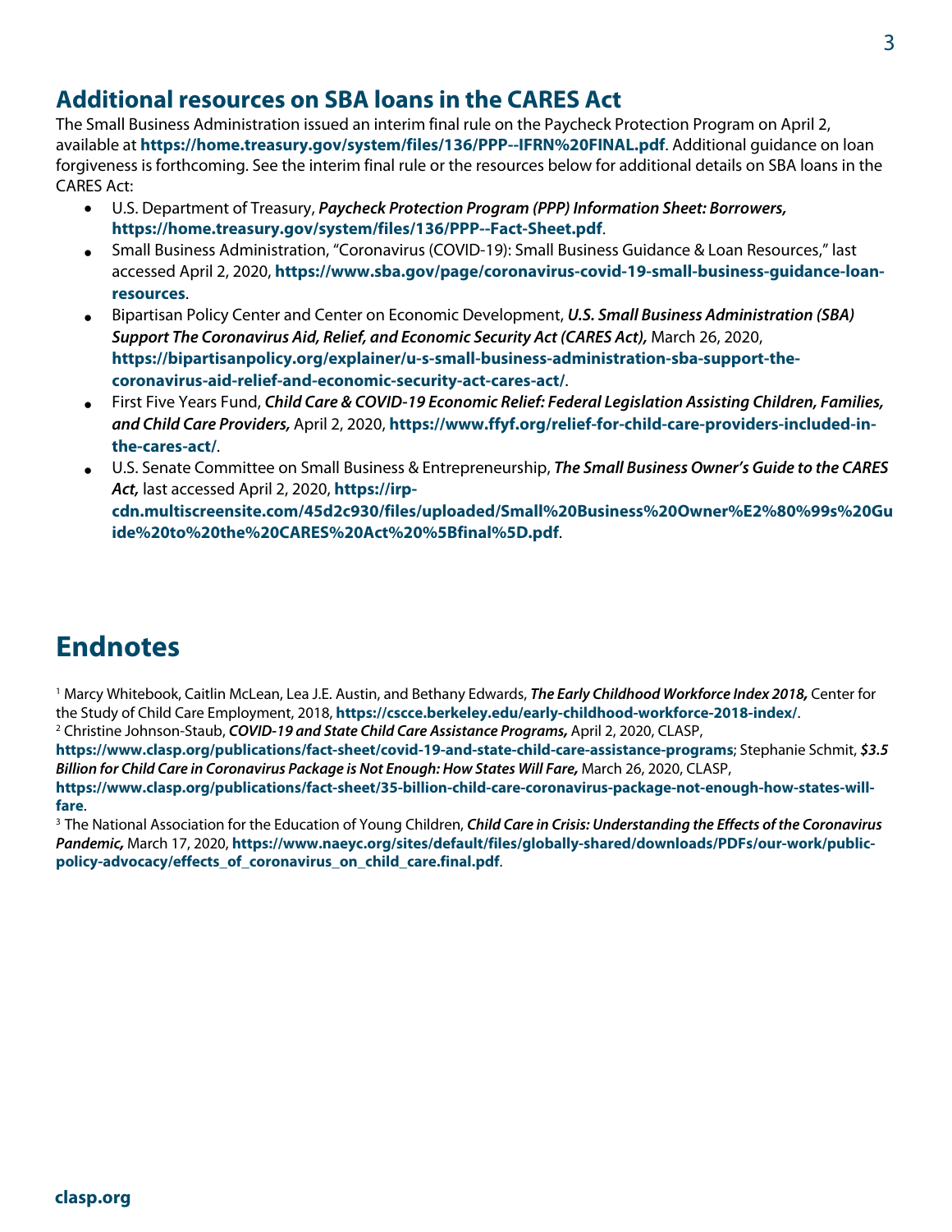## Additional resources on SBA loans in the CARES Act

The Small Business Administration issued an interim final rule on the Paycheck Protection Program on April 2, available at **https://home.treasury.gov/system/files/136/PPP--IFRN%20FINAL.pdf**. Additional guidance on loan forgiveness is forthcoming. See the interim final rule or the resources below for additional details on SBA loans in the CARES Act:

- U.S. Department of Treasury, ***Paycheck Protection Program (PPP) Information Sheet: Borrowers,*** **https://home.treasury.gov/system/files/136/PPP--Fact-Sheet.pdf**.
- Small Business Administration, "Coronavirus (COVID-19): Small Business Guidance & Loan Resources," last accessed April 2, 2020, **https://www.sba.gov/page/coronavirus-covid-19-small-business-guidance-loan-resources**.
- Bipartisan Policy Center and Center on Economic Development, ***U.S. Small Business Administration (SBA) Support The Coronavirus Aid, Relief, and Economic Security Act (CARES Act),*** March 26, 2020, **https://bipartisanpolicy.org/explainer/u-s-small-business-administration-sba-support-the-coronavirus-aid-relief-and-economic-security-act-cares-act/**.
- First Five Years Fund, ***Child Care & COVID-19 Economic Relief: Federal Legislation Assisting Children, Families, and Child Care Providers,*** April 2, 2020, **https://www.ffyf.org/relief-for-child-care-providers-included-in-the-cares-act/**.
- U.S. Senate Committee on Small Business & Entrepreneurship, ***The Small Business Owner's Guide to the CARES Act,*** last accessed April 2, 2020, **https://irp-cdn.multiscreensite.com/45d2c930/files/uploaded/Small%20Business%20Owner%E2%80%99s%20Guide%20to%20the%20CARES%20Act%20%5Bfinal%5D.pdf**.

# Endnotes

[1] Marcy Whitebook, Caitlin McLean, Lea J.E. Austin, and Bethany Edwards, ***The Early Childhood Workforce Index 2018,*** Center for the Study of Child Care Employment, 2018, **https://cscce.berkeley.edu/early-childhood-workforce-2018-index/**.

[2] Christine Johnson-Staub, ***COVID-19 and State Child Care Assistance Programs,*** April 2, 2020, CLASP, **https://www.clasp.org/publications/fact-sheet/covid-19-and-state-child-care-assistance-programs**; Stephanie Schmit, ***$3.5 Billion for Child Care in Coronavirus Package is Not Enough: How States Will Fare,*** March 26, 2020, CLASP, **https://www.clasp.org/publications/fact-sheet/35-billion-child-care-coronavirus-package-not-enough-how-states-will-fare**.

[3] The National Association for the Education of Young Children, ***Child Care in Crisis: Understanding the Effects of the Coronavirus Pandemic,*** March 17, 2020, **https://www.naeyc.org/sites/default/files/globally-shared/downloads/PDFs/our-work/public-policy-advocacy/effects_of_coronavirus_on_child_care.final.pdf**.